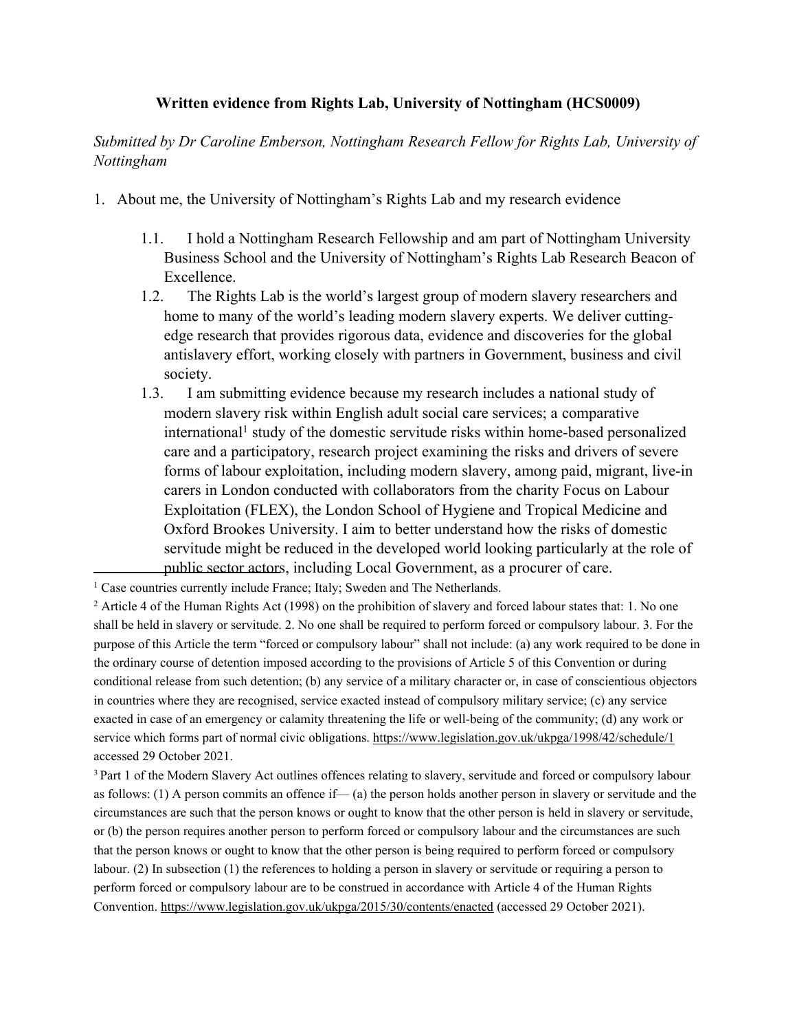**Written evidence from Rights Lab, University of Nottingham (HCS0009)**

*Submitted by Dr Caroline Emberson, Nottingham Research Fellow for Rights Lab, University of Nottingham*

1. About me, the University of Nottingham's Rights Lab and my research evidence

    1.1. I hold a Nottingham Research Fellowship and am part of Nottingham University Business School and the University of Nottingham's Rights Lab Research Beacon of Excellence.

    1.2. The Rights Lab is the world's largest group of modern slavery researchers and home to many of the world's leading modern slavery experts. We deliver cutting-edge research that provides rigorous data, evidence and discoveries for the global antislavery effort, working closely with partners in Government, business and civil society.

    1.3. I am submitting evidence because my research includes a national study of modern slavery risk within English adult social care services; a comparative international[1] study of the domestic servitude risks within home-based personalized care and a participatory, research project examining the risks and drivers of severe forms of labour exploitation, including modern slavery, among paid, migrant, live-in carers in London conducted with collaborators from the charity Focus on Labour Exploitation (FLEX), the London School of Hygiene and Tropical Medicine and Oxford Brookes University. I aim to better understand how the risks of domestic servitude might be reduced in the developed world looking particularly at the role of public sector actors, including Local Government, as a procurer of care.

---

[1] Case countries currently include France; Italy; Sweden and The Netherlands.

[2] Article 4 of the Human Rights Act (1998) on the prohibition of slavery and forced labour states that: 1. No one shall be held in slavery or servitude. 2. No one shall be required to perform forced or compulsory labour. 3. For the purpose of this Article the term "forced or compulsory labour" shall not include: (a) any work required to be done in the ordinary course of detention imposed according to the provisions of Article 5 of this Convention or during conditional release from such detention; (b) any service of a military character or, in case of conscientious objectors in countries where they are recognised, service exacted instead of compulsory military service; (c) any service exacted in case of an emergency or calamity threatening the life or well-being of the community; (d) any work or service which forms part of normal civic obligations. https://www.legislation.gov.uk/ukpga/1998/42/schedule/1 accessed 29 October 2021.

[3] Part 1 of the Modern Slavery Act outlines offences relating to slavery, servitude and forced or compulsory labour as follows: (1) A person commits an offence if— (a) the person holds another person in slavery or servitude and the circumstances are such that the person knows or ought to know that the other person is held in slavery or servitude, or (b) the person requires another person to perform forced or compulsory labour and the circumstances are such that the person knows or ought to know that the other person is being required to perform forced or compulsory labour. (2) In subsection (1) the references to holding a person in slavery or servitude or requiring a person to perform forced or compulsory labour are to be construed in accordance with Article 4 of the Human Rights Convention. https://www.legislation.gov.uk/ukpga/2015/30/contents/enacted (accessed 29 October 2021).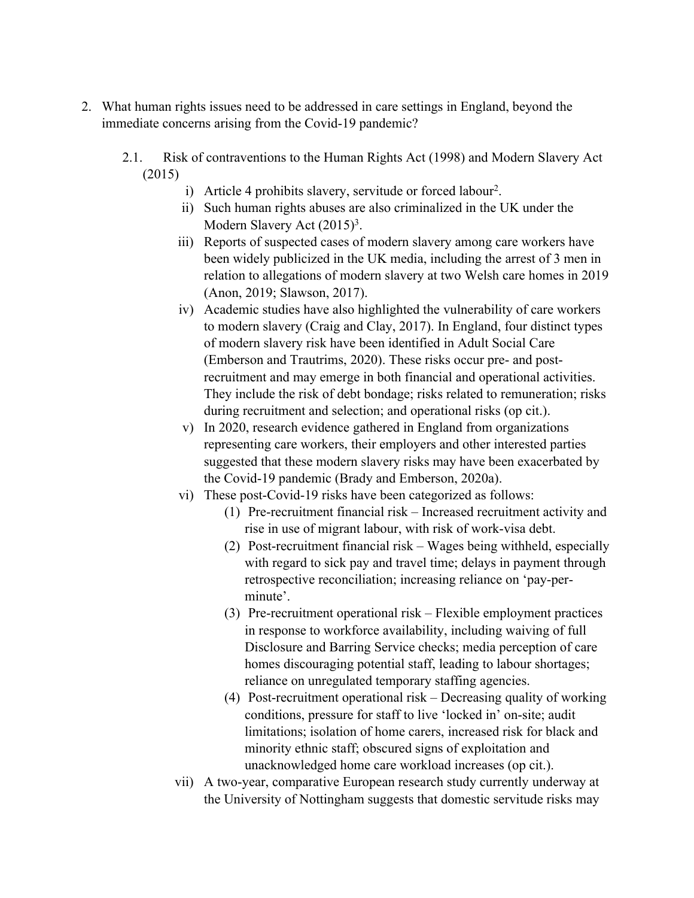2. What human rights issues need to be addressed in care settings in England, beyond the immediate concerns arising from the Covid-19 pandemic?

   2.1. Risk of contraventions to the Human Rights Act (1998) and Modern Slavery Act (2015)

      i) Article 4 prohibits slavery, servitude or forced labour[2].

      ii) Such human rights abuses are also criminalized in the UK under the Modern Slavery Act (2015)[3].

      iii) Reports of suspected cases of modern slavery among care workers have been widely publicized in the UK media, including the arrest of 3 men in relation to allegations of modern slavery at two Welsh care homes in 2019 (Anon, 2019; Slawson, 2017).

      iv) Academic studies have also highlighted the vulnerability of care workers to modern slavery (Craig and Clay, 2017). In England, four distinct types of modern slavery risk have been identified in Adult Social Care (Emberson and Trautrims, 2020). These risks occur pre- and post-recruitment and may emerge in both financial and operational activities. They include the risk of debt bondage; risks related to remuneration; risks during recruitment and selection; and operational risks (op cit.).

      v) In 2020, research evidence gathered in England from organizations representing care workers, their employers and other interested parties suggested that these modern slavery risks may have been exacerbated by the Covid-19 pandemic (Brady and Emberson, 2020a).

      vi) These post-Covid-19 risks have been categorized as follows:

         (1) Pre-recruitment financial risk – Increased recruitment activity and rise in use of migrant labour, with risk of work-visa debt.

         (2) Post-recruitment financial risk – Wages being withheld, especially with regard to sick pay and travel time; delays in payment through retrospective reconciliation; increasing reliance on 'pay-per-minute'.

         (3) Pre-recruitment operational risk – Flexible employment practices in response to workforce availability, including waiving of full Disclosure and Barring Service checks; media perception of care homes discouraging potential staff, leading to labour shortages; reliance on unregulated temporary staffing agencies.

         (4) Post-recruitment operational risk – Decreasing quality of working conditions, pressure for staff to live 'locked in' on-site; audit limitations; isolation of home carers, increased risk for black and minority ethnic staff; obscured signs of exploitation and unacknowledged home care workload increases (op cit.).

      vii) A two-year, comparative European research study currently underway at the University of Nottingham suggests that domestic servitude risks may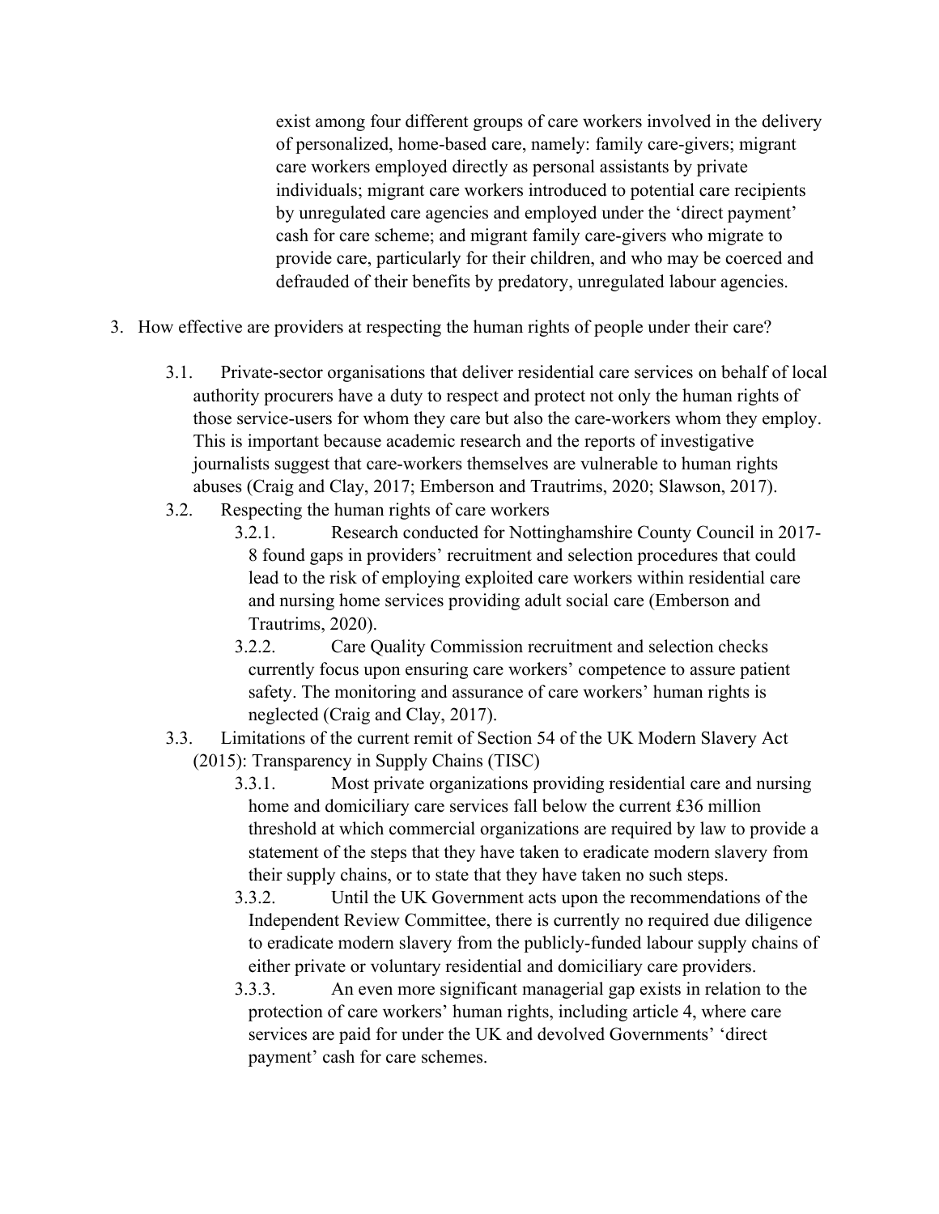exist among four different groups of care workers involved in the delivery of personalized, home-based care, namely: family care-givers; migrant care workers employed directly as personal assistants by private individuals; migrant care workers introduced to potential care recipients by unregulated care agencies and employed under the 'direct payment' cash for care scheme; and migrant family care-givers who migrate to provide care, particularly for their children, and who may be coerced and defrauded of their benefits by predatory, unregulated labour agencies.

3. How effective are providers at respecting the human rights of people under their care?

    3.1. Private-sector organisations that deliver residential care services on behalf of local authority procurers have a duty to respect and protect not only the human rights of those service-users for whom they care but also the care-workers whom they employ. This is important because academic research and the reports of investigative journalists suggest that care-workers themselves are vulnerable to human rights abuses (Craig and Clay, 2017; Emberson and Trautrims, 2020; Slawson, 2017).

    3.2. Respecting the human rights of care workers

        3.2.1. Research conducted for Nottinghamshire County Council in 2017-8 found gaps in providers' recruitment and selection procedures that could lead to the risk of employing exploited care workers within residential care and nursing home services providing adult social care (Emberson and Trautrims, 2020).

        3.2.2. Care Quality Commission recruitment and selection checks currently focus upon ensuring care workers' competence to assure patient safety. The monitoring and assurance of care workers' human rights is neglected (Craig and Clay, 2017).

    3.3. Limitations of the current remit of Section 54 of the UK Modern Slavery Act (2015): Transparency in Supply Chains (TISC)

        3.3.1. Most private organizations providing residential care and nursing home and domiciliary care services fall below the current £36 million threshold at which commercial organizations are required by law to provide a statement of the steps that they have taken to eradicate modern slavery from their supply chains, or to state that they have taken no such steps.

        3.3.2. Until the UK Government acts upon the recommendations of the Independent Review Committee, there is currently no required due diligence to eradicate modern slavery from the publicly-funded labour supply chains of either private or voluntary residential and domiciliary care providers.

        3.3.3. An even more significant managerial gap exists in relation to the protection of care workers' human rights, including article 4, where care services are paid for under the UK and devolved Governments' 'direct payment' cash for care schemes.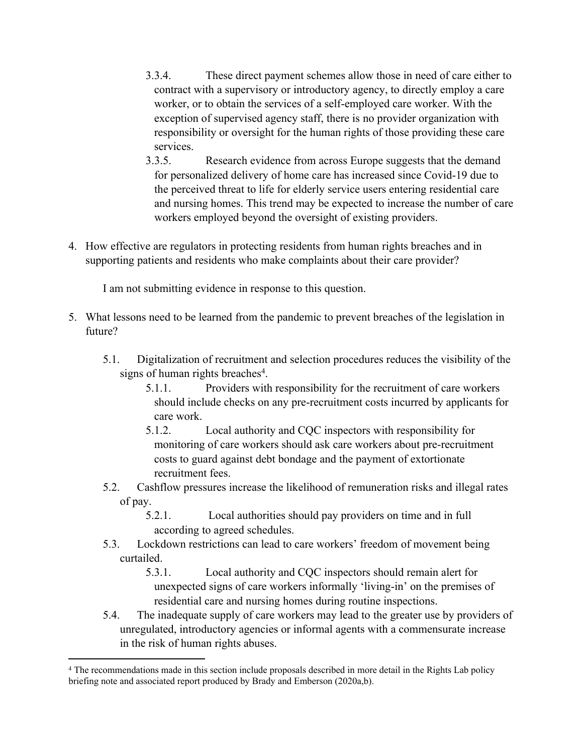3.3.4. These direct payment schemes allow those in need of care either to contract with a supervisory or introductory agency, to directly employ a care worker, or to obtain the services of a self-employed care worker. With the exception of supervised agency staff, there is no provider organization with responsibility or oversight for the human rights of those providing these care services.

3.3.5. Research evidence from across Europe suggests that the demand for personalized delivery of home care has increased since Covid-19 due to the perceived threat to life for elderly service users entering residential care and nursing homes. This trend may be expected to increase the number of care workers employed beyond the oversight of existing providers.

4. How effective are regulators in protecting residents from human rights breaches and in supporting patients and residents who make complaints about their care provider?

   I am not submitting evidence in response to this question.

5. What lessons need to be learned from the pandemic to prevent breaches of the legislation in future?

   5.1. Digitalization of recruitment and selection procedures reduces the visibility of the signs of human rights breaches[4].

   5.1.1. Providers with responsibility for the recruitment of care workers should include checks on any pre-recruitment costs incurred by applicants for care work.

   5.1.2. Local authority and CQC inspectors with responsibility for monitoring of care workers should ask care workers about pre-recruitment costs to guard against debt bondage and the payment of extortionate recruitment fees.

   5.2. Cashflow pressures increase the likelihood of remuneration risks and illegal rates of pay.

   5.2.1. Local authorities should pay providers on time and in full according to agreed schedules.

   5.3. Lockdown restrictions can lead to care workers' freedom of movement being curtailed.

   5.3.1. Local authority and CQC inspectors should remain alert for unexpected signs of care workers informally 'living-in' on the premises of residential care and nursing homes during routine inspections.

   5.4. The inadequate supply of care workers may lead to the greater use by providers of unregulated, introductory agencies or informal agents with a commensurate increase in the risk of human rights abuses.

---

[4] The recommendations made in this section include proposals described in more detail in the Rights Lab policy briefing note and associated report produced by Brady and Emberson (2020a,b).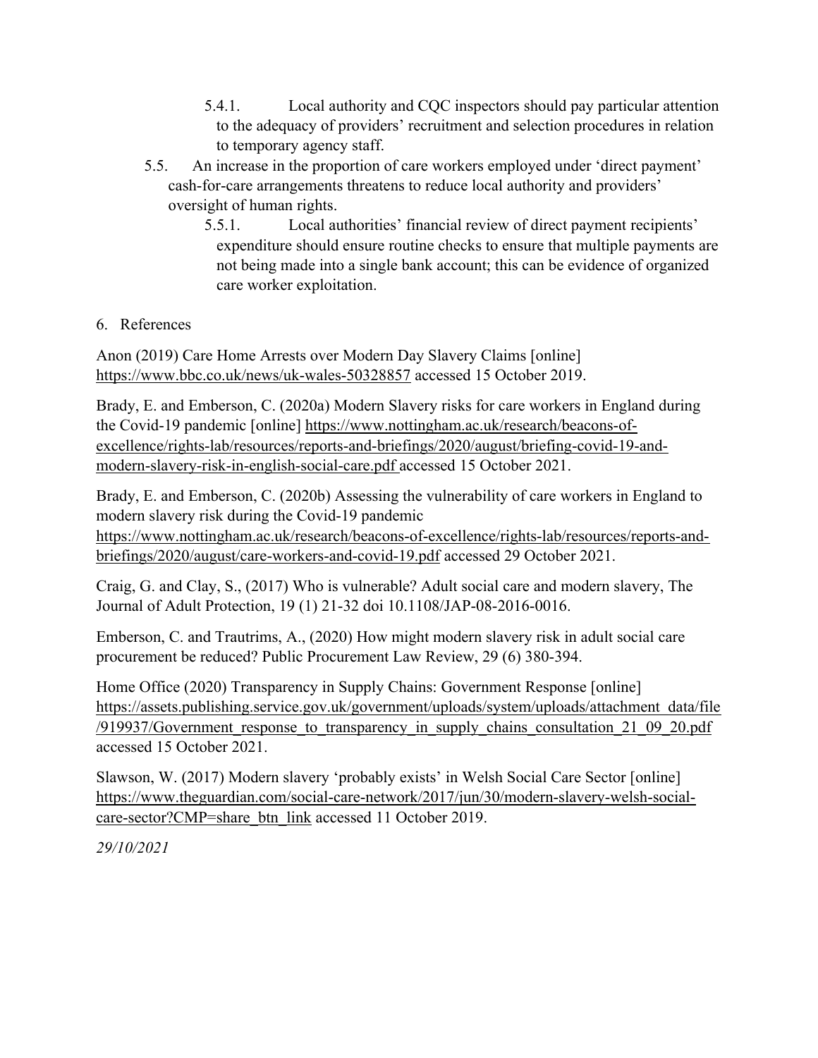5.4.1. Local authority and CQC inspectors should pay particular attention to the adequacy of providers' recruitment and selection procedures in relation to temporary agency staff.

5.5. An increase in the proportion of care workers employed under 'direct payment' cash-for-care arrangements threatens to reduce local authority and providers' oversight of human rights.

5.5.1. Local authorities' financial review of direct payment recipients' expenditure should ensure routine checks to ensure that multiple payments are not being made into a single bank account; this can be evidence of organized care worker exploitation.

## 6. References

Anon (2019) Care Home Arrests over Modern Day Slavery Claims [online] https://www.bbc.co.uk/news/uk-wales-50328857 accessed 15 October 2019.

Brady, E. and Emberson, C. (2020a) Modern Slavery risks for care workers in England during the Covid-19 pandemic [online] https://www.nottingham.ac.uk/research/beacons-of-excellence/rights-lab/resources/reports-and-briefings/2020/august/briefing-covid-19-and-modern-slavery-risk-in-english-social-care.pdf accessed 15 October 2021.

Brady, E. and Emberson, C. (2020b) Assessing the vulnerability of care workers in England to modern slavery risk during the Covid-19 pandemic https://www.nottingham.ac.uk/research/beacons-of-excellence/rights-lab/resources/reports-and-briefings/2020/august/care-workers-and-covid-19.pdf accessed 29 October 2021.

Craig, G. and Clay, S., (2017) Who is vulnerable? Adult social care and modern slavery, The Journal of Adult Protection, 19 (1) 21-32 doi 10.1108/JAP-08-2016-0016.

Emberson, C. and Trautrims, A., (2020) How might modern slavery risk in adult social care procurement be reduced? Public Procurement Law Review, 29 (6) 380-394.

Home Office (2020) Transparency in Supply Chains: Government Response [online] https://assets.publishing.service.gov.uk/government/uploads/system/uploads/attachment_data/file/919937/Government_response_to_transparency_in_supply_chains_consultation_21_09_20.pdf accessed 15 October 2021.

Slawson, W. (2017) Modern slavery 'probably exists' in Welsh Social Care Sector [online] https://www.theguardian.com/social-care-network/2017/jun/30/modern-slavery-welsh-social-care-sector?CMP=share_btn_link accessed 11 October 2019.

*29/10/2021*